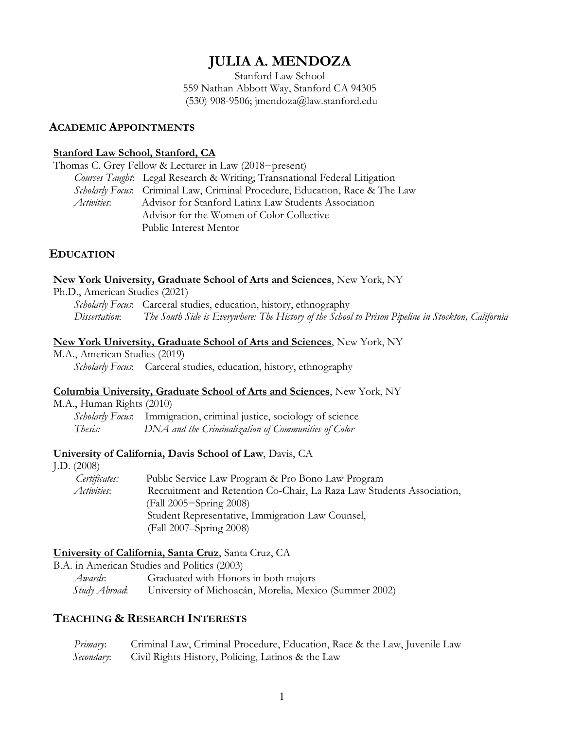# JULIA A. MENDOZA

Stanford Law School
559 Nathan Abbott Way, Stanford CA 94305
(530) 908-9506; jmendoza@law.stanford.edu

## ACADEMIC APPOINTMENTS

**Stanford Law School, Stanford, CA**

Thomas C. Grey Fellow & Lecturer in Law (2018−present)

- *Courses Taught*: Legal Research & Writing; Transnational Federal Litigation
- *Scholarly Focus*: Criminal Law, Criminal Procedure, Education, Race & The Law
- *Activities*: Advisor for Stanford Latinx Law Students Association
  Advisor for the Women of Color Collective
  Public Interest Mentor

## EDUCATION

**New York University, Graduate School of Arts and Sciences**, New York, NY

Ph.D., American Studies (2021)

- *Scholarly Focus*: Carceral studies, education, history, ethnography
- *Dissertation*: *The South Side is Everywhere: The History of the School to Prison Pipeline in Stockton, California*

**New York University, Graduate School of Arts and Sciences**, New York, NY

M.A., American Studies (2019)

- *Scholarly Focus*: Carceral studies, education, history, ethnography

**Columbia University, Graduate School of Arts and Sciences**, New York, NY

M.A., Human Rights (2010)

- *Scholarly Focus*: Immigration, criminal justice, sociology of science
- *Thesis:* *DNA and the Criminalization of Communities of Color*

**University of California, Davis School of Law**, Davis, CA

J.D. (2008)

- *Certificates:* Public Service Law Program & Pro Bono Law Program
- *Activities*: Recruitment and Retention Co-Chair, La Raza Law Students Association, (Fall 2005−Spring 2008)
  Student Representative, Immigration Law Counsel, (Fall 2007–Spring 2008)

**University of California, Santa Cruz**, Santa Cruz, CA

B.A. in American Studies and Politics (2003)

- *Awards*: Graduated with Honors in both majors
- *Study Abroad*: University of Michoacán, Morelia, Mexico (Summer 2002)

## TEACHING & RESEARCH INTERESTS

- *Primary*: Criminal Law, Criminal Procedure, Education, Race & the Law, Juvenile Law
- *Secondary*: Civil Rights History, Policing, Latinos & the Law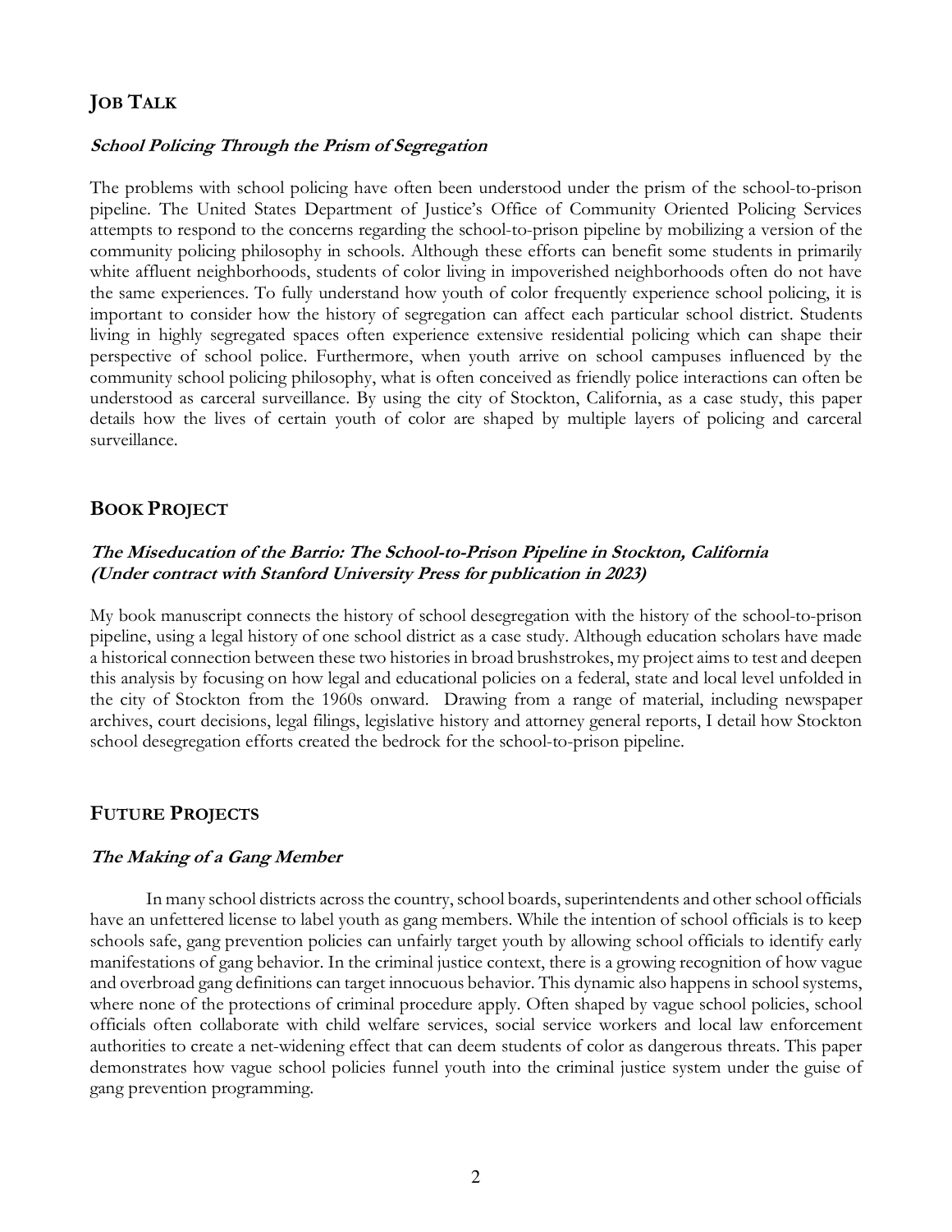## JOB TALK

### *School Policing Through the Prism of Segregation*

The problems with school policing have often been understood under the prism of the school-to-prison pipeline. The United States Department of Justice's Office of Community Oriented Policing Services attempts to respond to the concerns regarding the school-to-prison pipeline by mobilizing a version of the community policing philosophy in schools. Although these efforts can benefit some students in primarily white affluent neighborhoods, students of color living in impoverished neighborhoods often do not have the same experiences. To fully understand how youth of color frequently experience school policing, it is important to consider how the history of segregation can affect each particular school district. Students living in highly segregated spaces often experience extensive residential policing which can shape their perspective of school police. Furthermore, when youth arrive on school campuses influenced by the community school policing philosophy, what is often conceived as friendly police interactions can often be understood as carceral surveillance. By using the city of Stockton, California, as a case study, this paper details how the lives of certain youth of color are shaped by multiple layers of policing and carceral surveillance.

## BOOK PROJECT

### *The Miseducation of the Barrio: The School-to-Prison Pipeline in Stockton, California (Under contract with Stanford University Press for publication in 2023)*

My book manuscript connects the history of school desegregation with the history of the school-to-prison pipeline, using a legal history of one school district as a case study. Although education scholars have made a historical connection between these two histories in broad brushstrokes, my project aims to test and deepen this analysis by focusing on how legal and educational policies on a federal, state and local level unfolded in the city of Stockton from the 1960s onward. Drawing from a range of material, including newspaper archives, court decisions, legal filings, legislative history and attorney general reports, I detail how Stockton school desegregation efforts created the bedrock for the school-to-prison pipeline.

## FUTURE PROJECTS

### *The Making of a Gang Member*

In many school districts across the country, school boards, superintendents and other school officials have an unfettered license to label youth as gang members. While the intention of school officials is to keep schools safe, gang prevention policies can unfairly target youth by allowing school officials to identify early manifestations of gang behavior. In the criminal justice context, there is a growing recognition of how vague and overbroad gang definitions can target innocuous behavior. This dynamic also happens in school systems, where none of the protections of criminal procedure apply. Often shaped by vague school policies, school officials often collaborate with child welfare services, social service workers and local law enforcement authorities to create a net-widening effect that can deem students of color as dangerous threats. This paper demonstrates how vague school policies funnel youth into the criminal justice system under the guise of gang prevention programming.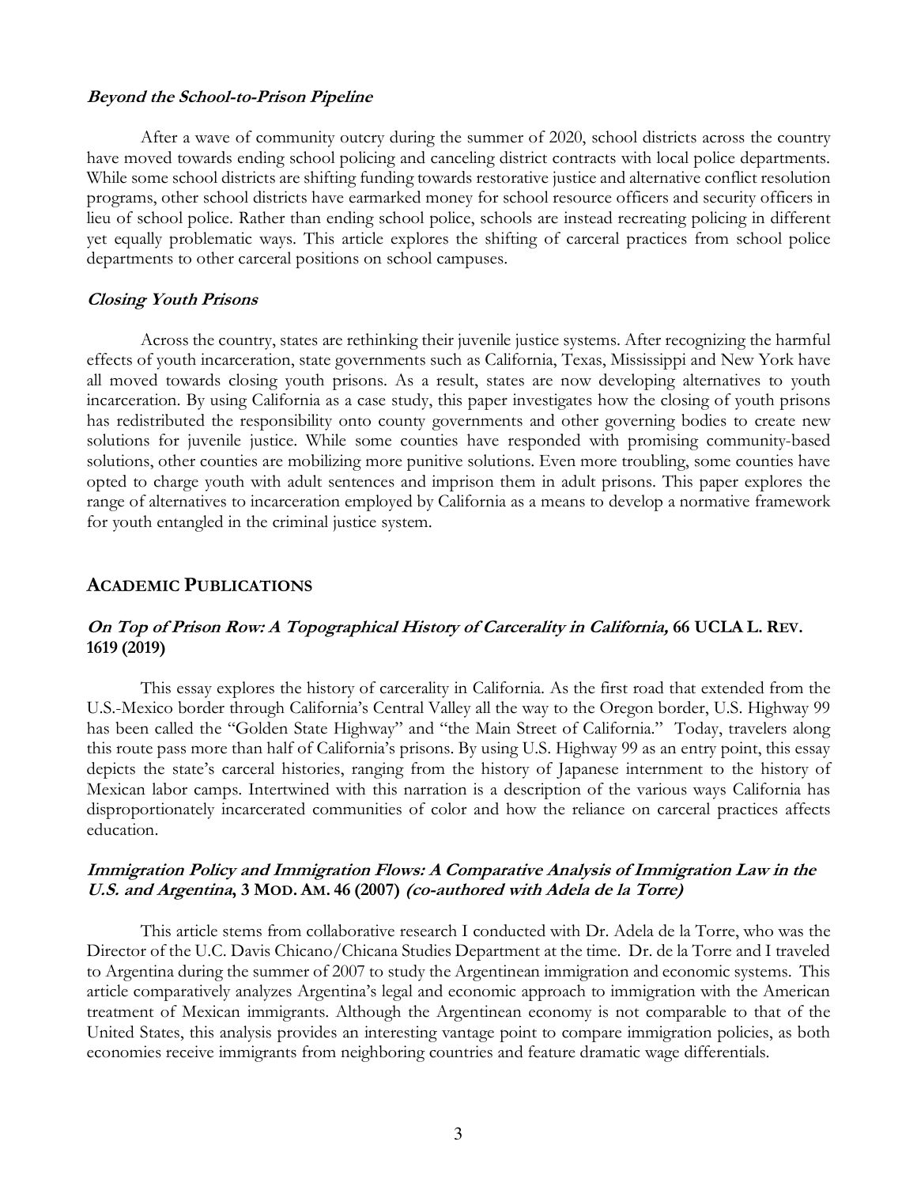### *Beyond the School-to-Prison Pipeline*

After a wave of community outcry during the summer of 2020, school districts across the country have moved towards ending school policing and canceling district contracts with local police departments. While some school districts are shifting funding towards restorative justice and alternative conflict resolution programs, other school districts have earmarked money for school resource officers and security officers in lieu of school police. Rather than ending school police, schools are instead recreating policing in different yet equally problematic ways. This article explores the shifting of carceral practices from school police departments to other carceral positions on school campuses.

### *Closing Youth Prisons*

Across the country, states are rethinking their juvenile justice systems. After recognizing the harmful effects of youth incarceration, state governments such as California, Texas, Mississippi and New York have all moved towards closing youth prisons. As a result, states are now developing alternatives to youth incarceration. By using California as a case study, this paper investigates how the closing of youth prisons has redistributed the responsibility onto county governments and other governing bodies to create new solutions for juvenile justice. While some counties have responded with promising community-based solutions, other counties are mobilizing more punitive solutions. Even more troubling, some counties have opted to charge youth with adult sentences and imprison them in adult prisons. This paper explores the range of alternatives to incarceration employed by California as a means to develop a normative framework for youth entangled in the criminal justice system.

## ACADEMIC PUBLICATIONS

### *On Top of Prison Row: A Topographical History of Carcerality in California,* 66 UCLA L. REV. 1619 (2019)

This essay explores the history of carcerality in California. As the first road that extended from the U.S.-Mexico border through California's Central Valley all the way to the Oregon border, U.S. Highway 99 has been called the "Golden State Highway" and "the Main Street of California." Today, travelers along this route pass more than half of California's prisons. By using U.S. Highway 99 as an entry point, this essay depicts the state's carceral histories, ranging from the history of Japanese internment to the history of Mexican labor camps. Intertwined with this narration is a description of the various ways California has disproportionately incarcerated communities of color and how the reliance on carceral practices affects education.

### *Immigration Policy and Immigration Flows: A Comparative Analysis of Immigration Law in the U.S. and Argentina***, 3 MOD. AM. 46 (2007)** *(co-authored with Adela de la Torre)*

This article stems from collaborative research I conducted with Dr. Adela de la Torre, who was the Director of the U.C. Davis Chicano/Chicana Studies Department at the time. Dr. de la Torre and I traveled to Argentina during the summer of 2007 to study the Argentinean immigration and economic systems. This article comparatively analyzes Argentina's legal and economic approach to immigration with the American treatment of Mexican immigrants. Although the Argentinean economy is not comparable to that of the United States, this analysis provides an interesting vantage point to compare immigration policies, as both economies receive immigrants from neighboring countries and feature dramatic wage differentials.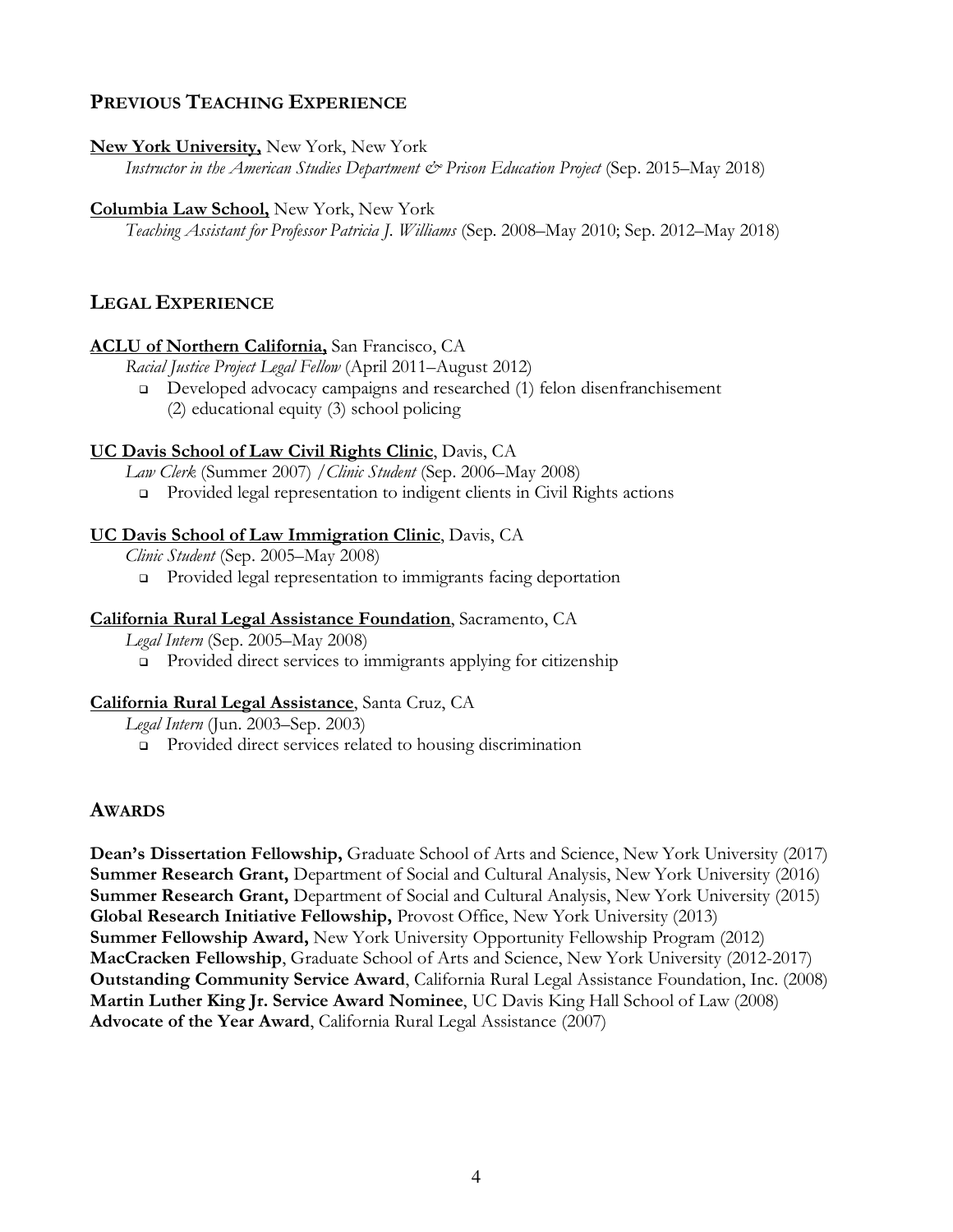## PREVIOUS TEACHING EXPERIENCE

**New York University,** New York, New York
*Instructor in the American Studies Department & Prison Education Project* (Sep. 2015–May 2018)

**Columbia Law School,** New York, New York
*Teaching Assistant for Professor Patricia J. Williams* (Sep. 2008–May 2010; Sep. 2012–May 2018)

## LEGAL EXPERIENCE

**ACLU of Northern California,** San Francisco, CA
*Racial Justice Project Legal Fellow* (April 2011–August 2012)

- Developed advocacy campaigns and researched (1) felon disenfranchisement (2) educational equity (3) school policing

**UC Davis School of Law Civil Rights Clinic**, Davis, CA
*Law Clerk* (Summer 2007) /*Clinic Student* (Sep. 2006–May 2008)

- Provided legal representation to indigent clients in Civil Rights actions

**UC Davis School of Law Immigration Clinic**, Davis, CA
*Clinic Student* (Sep. 2005–May 2008)

- Provided legal representation to immigrants facing deportation

**California Rural Legal Assistance Foundation**, Sacramento, CA
*Legal Intern* (Sep. 2005–May 2008)

- Provided direct services to immigrants applying for citizenship

**California Rural Legal Assistance**, Santa Cruz, CA
*Legal Intern* (Jun. 2003–Sep. 2003)

- Provided direct services related to housing discrimination

## AWARDS

**Dean's Dissertation Fellowship,** Graduate School of Arts and Science, New York University (2017)
**Summer Research Grant,** Department of Social and Cultural Analysis, New York University (2016)
**Summer Research Grant,** Department of Social and Cultural Analysis, New York University (2015)
**Global Research Initiative Fellowship,** Provost Office, New York University (2013)
**Summer Fellowship Award,** New York University Opportunity Fellowship Program (2012)
**MacCracken Fellowship**, Graduate School of Arts and Science, New York University (2012-2017)
**Outstanding Community Service Award**, California Rural Legal Assistance Foundation, Inc. (2008)
**Martin Luther King Jr. Service Award Nominee**, UC Davis King Hall School of Law (2008)
**Advocate of the Year Award**, California Rural Legal Assistance (2007)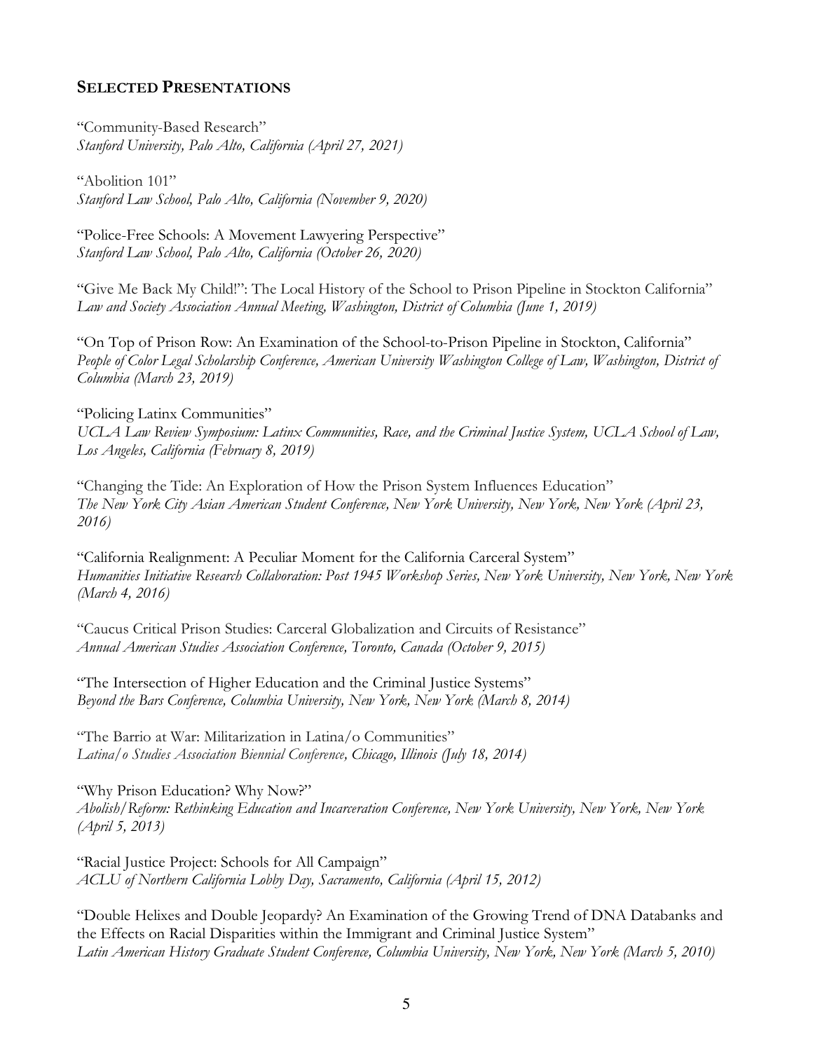## SELECTED PRESENTATIONS

"Community-Based Research"
*Stanford University, Palo Alto, California (April 27, 2021)*

"Abolition 101"
*Stanford Law School, Palo Alto, California (November 9, 2020)*

"Police-Free Schools: A Movement Lawyering Perspective"
*Stanford Law School, Palo Alto, California (October 26, 2020)*

"Give Me Back My Child!": The Local History of the School to Prison Pipeline in Stockton California"
*Law and Society Association Annual Meeting, Washington, District of Columbia (June 1, 2019)*

"On Top of Prison Row: An Examination of the School-to-Prison Pipeline in Stockton, California"
*People of Color Legal Scholarship Conference, American University Washington College of Law, Washington, District of Columbia (March 23, 2019)*

"Policing Latinx Communities"
*UCLA Law Review Symposium: Latinx Communities, Race, and the Criminal Justice System, UCLA School of Law, Los Angeles, California (February 8, 2019)*

"Changing the Tide: An Exploration of How the Prison System Influences Education"
*The New York City Asian American Student Conference, New York University, New York, New York (April 23, 2016)*

"California Realignment: A Peculiar Moment for the California Carceral System"
*Humanities Initiative Research Collaboration: Post 1945 Workshop Series, New York University, New York, New York (March 4, 2016)*

"Caucus Critical Prison Studies: Carceral Globalization and Circuits of Resistance"
*Annual American Studies Association Conference, Toronto, Canada (October 9, 2015)*

"The Intersection of Higher Education and the Criminal Justice Systems"
*Beyond the Bars Conference, Columbia University, New York, New York (March 8, 2014)*

"The Barrio at War: Militarization in Latina/o Communities"
*Latina/o Studies Association Biennial Conference, Chicago, Illinois (July 18, 2014)*

"Why Prison Education? Why Now?"
*Abolish/Reform: Rethinking Education and Incarceration Conference, New York University, New York, New York (April 5, 2013)*

"Racial Justice Project: Schools for All Campaign"
*ACLU of Northern California Lobby Day, Sacramento, California (April 15, 2012)*

"Double Helixes and Double Jeopardy? An Examination of the Growing Trend of DNA Databanks and the Effects on Racial Disparities within the Immigrant and Criminal Justice System"
*Latin American History Graduate Student Conference, Columbia University, New York, New York (March 5, 2010)*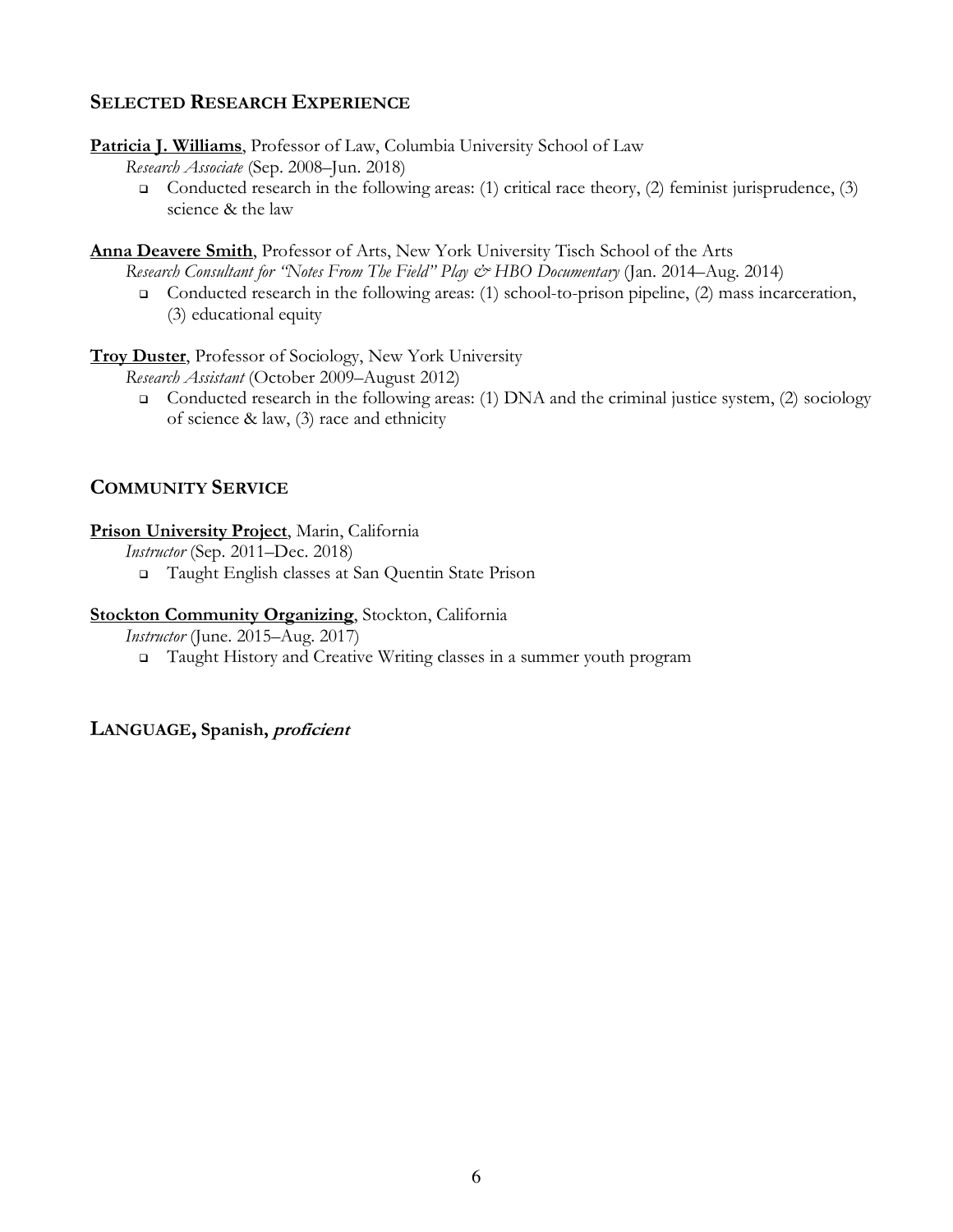## Selected Research Experience

**Patricia J. Williams**, Professor of Law, Columbia University School of Law

*Research Associate* (Sep. 2008–Jun. 2018)

- Conducted research in the following areas: (1) critical race theory, (2) feminist jurisprudence, (3) science & the law

**Anna Deavere Smith**, Professor of Arts, New York University Tisch School of the Arts

*Research Consultant for "Notes From The Field" Play & HBO Documentary* (Jan. 2014–Aug. 2014)

- Conducted research in the following areas: (1) school-to-prison pipeline, (2) mass incarceration, (3) educational equity

**Troy Duster**, Professor of Sociology, New York University

*Research Assistant* (October 2009–August 2012)

- Conducted research in the following areas: (1) DNA and the criminal justice system, (2) sociology of science & law, (3) race and ethnicity

## Community Service

**Prison University Project**, Marin, California

*Instructor* (Sep. 2011–Dec. 2018)

- Taught English classes at San Quentin State Prison

**Stockton Community Organizing**, Stockton, California

*Instructor* (June. 2015–Aug. 2017)

- Taught History and Creative Writing classes in a summer youth program

**LANGUAGE, Spanish, *proficient***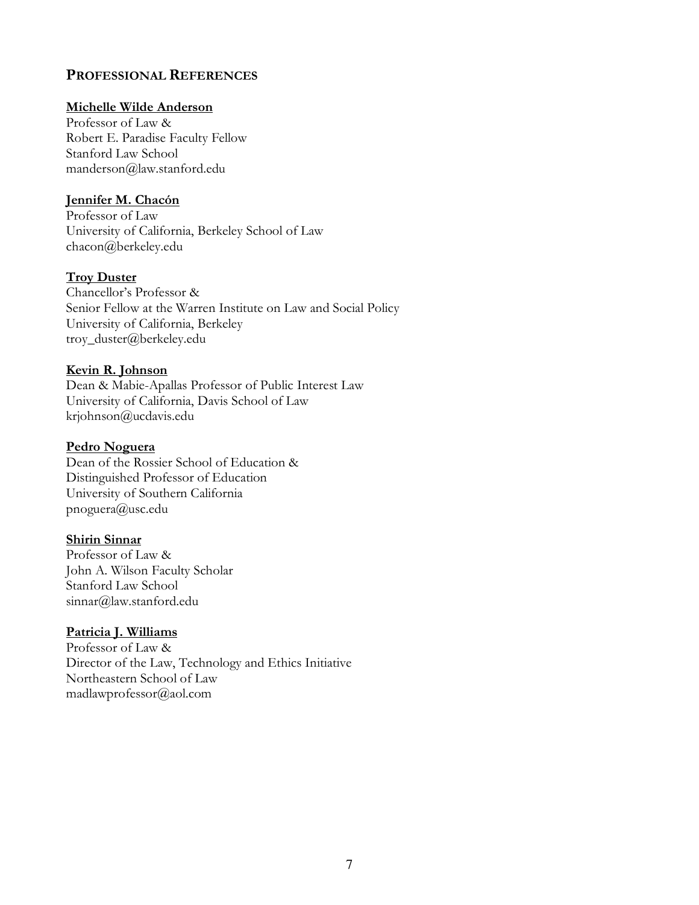## PROFESSIONAL REFERENCES

**Michelle Wilde Anderson**
Professor of Law &
Robert E. Paradise Faculty Fellow
Stanford Law School
manderson@law.stanford.edu

**Jennifer M. Chacón**
Professor of Law
University of California, Berkeley School of Law
chacon@berkeley.edu

**Troy Duster**
Chancellor's Professor &
Senior Fellow at the Warren Institute on Law and Social Policy
University of California, Berkeley
troy_duster@berkeley.edu

**Kevin R. Johnson**
Dean & Mabie-Apallas Professor of Public Interest Law
University of California, Davis School of Law
krjohnson@ucdavis.edu

**Pedro Noguera**
Dean of the Rossier School of Education &
Distinguished Professor of Education
University of Southern California
pnoguera@usc.edu

**Shirin Sinnar**
Professor of Law &
John A. Wilson Faculty Scholar
Stanford Law School
sinnar@law.stanford.edu

**Patricia J. Williams**
Professor of Law &
Director of the Law, Technology and Ethics Initiative
Northeastern School of Law
madlawprofessor@aol.com